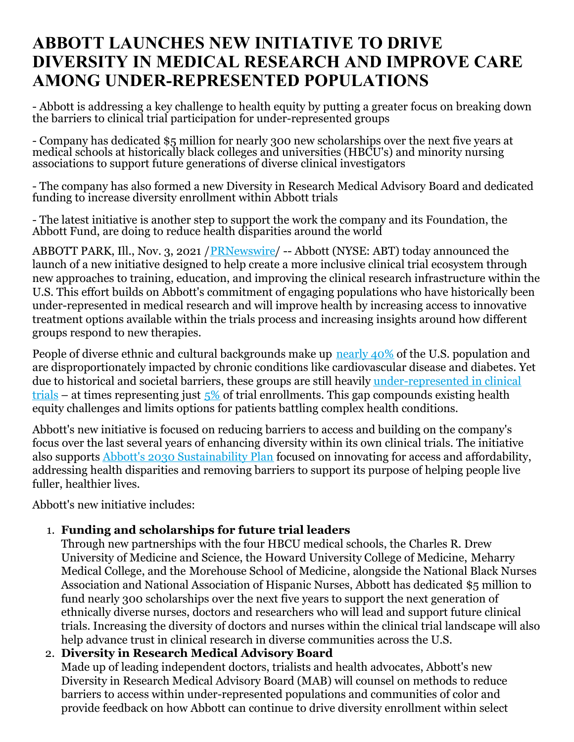# ABBOTT LAUNCHES NEW INITIATIVE TO DRIVE DIVERSITY IN MEDICAL RESEARCH AND IMPROVE CARE AMONG UNDER-REPRESENTED POPULATIONS

- Abbott is addressing a key challenge to health equity by putting a greater focus on breaking down the barriers to clinical trial participation for under-represented groups

- Company has dedicated $5 million for nearly 300 new scholarships over the next five years at medical schools at historically black colleges and universities (HBCU's) and minority nursing associations to support future generations of diverse clinical investigators

- The company has also formed a new Diversity in Research Medical Advisory Board and dedicated funding to increase diversity enrollment within Abbott trials

- The latest initiative is another step to support the work the company and its Foundation, the Abbott Fund, are doing to reduce health disparities around the world

ABBOTT PARK, Ill., Nov. 3, 2021 /PRNewswire/ -- Abbott (NYSE: ABT) today announced the launch of a new initiative designed to help create a more inclusive clinical trial ecosystem through new approaches to training, education, and improving the clinical research infrastructure within the U.S. This effort builds on Abbott's commitment of engaging populations who have historically been under-represented in medical research and will improve health by increasing access to innovative treatment options available within the trials process and increasing insights around how different groups respond to new therapies.

People of diverse ethnic and cultural backgrounds make up nearly 40% of the U.S. population and are disproportionately impacted by chronic conditions like cardiovascular disease and diabetes. Yet due to historical and societal barriers, these groups are still heavily under-represented in clinical trials – at times representing just 5% of trial enrollments. This gap compounds existing health equity challenges and limits options for patients battling complex health conditions.

Abbott's new initiative is focused on reducing barriers to access and building on the company's focus over the last several years of enhancing diversity within its own clinical trials. The initiative also supports Abbott's 2030 Sustainability Plan focused on innovating for access and affordability, addressing health disparities and removing barriers to support its purpose of helping people live fuller, healthier lives.

Abbott's new initiative includes:

1. **Funding and scholarships for future trial leaders**
   Through new partnerships with the four HBCU medical schools, the Charles R. Drew University of Medicine and Science, the Howard University College of Medicine, Meharry Medical College, and the Morehouse School of Medicine, alongside the National Black Nurses Association and National Association of Hispanic Nurses, Abbott has dedicated $5 million to fund nearly 300 scholarships over the next five years to support the next generation of ethnically diverse nurses, doctors and researchers who will lead and support future clinical trials. Increasing the diversity of doctors and nurses within the clinical trial landscape will also help advance trust in clinical research in diverse communities across the U.S.
2. **Diversity in Research Medical Advisory Board**
   Made up of leading independent doctors, trialists and health advocates, Abbott's new Diversity in Research Medical Advisory Board (MAB) will counsel on methods to reduce barriers to access within under-represented populations and communities of color and provide feedback on how Abbott can continue to drive diversity enrollment within select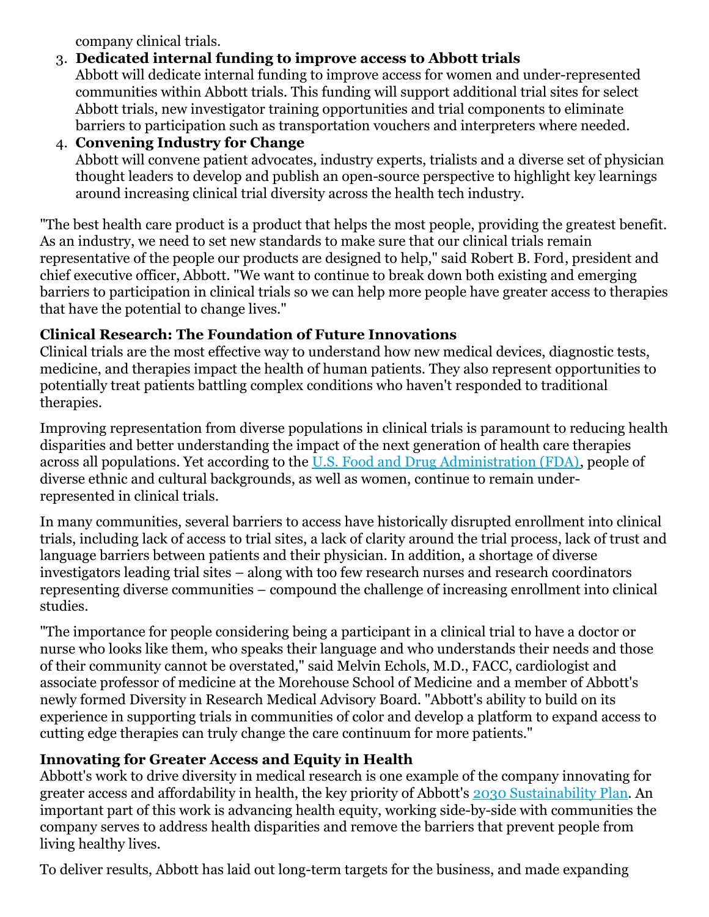company clinical trials.

3. **Dedicated internal funding to improve access to Abbott trials**
   Abbott will dedicate internal funding to improve access for women and under-represented communities within Abbott trials. This funding will support additional trial sites for select Abbott trials, new investigator training opportunities and trial components to eliminate barriers to participation such as transportation vouchers and interpreters where needed.
4. **Convening Industry for Change**
   Abbott will convene patient advocates, industry experts, trialists and a diverse set of physician thought leaders to develop and publish an open-source perspective to highlight key learnings around increasing clinical trial diversity across the health tech industry.

"The best health care product is a product that helps the most people, providing the greatest benefit. As an industry, we need to set new standards to make sure that our clinical trials remain representative of the people our products are designed to help," said Robert B. Ford, president and chief executive officer, Abbott. "We want to continue to break down both existing and emerging barriers to participation in clinical trials so we can help more people have greater access to therapies that have the potential to change lives."

**Clinical Research: The Foundation of Future Innovations**

Clinical trials are the most effective way to understand how new medical devices, diagnostic tests, medicine, and therapies impact the health of human patients. They also represent opportunities to potentially treat patients battling complex conditions who haven't responded to traditional therapies.

Improving representation from diverse populations in clinical trials is paramount to reducing health disparities and better understanding the impact of the next generation of health care therapies across all populations. Yet according to the U.S. Food and Drug Administration (FDA), people of diverse ethnic and cultural backgrounds, as well as women, continue to remain under-represented in clinical trials.

In many communities, several barriers to access have historically disrupted enrollment into clinical trials, including lack of access to trial sites, a lack of clarity around the trial process, lack of trust and language barriers between patients and their physician. In addition, a shortage of diverse investigators leading trial sites – along with too few research nurses and research coordinators representing diverse communities – compound the challenge of increasing enrollment into clinical studies.

"The importance for people considering being a participant in a clinical trial to have a doctor or nurse who looks like them, who speaks their language and who understands their needs and those of their community cannot be overstated," said Melvin Echols, M.D., FACC, cardiologist and associate professor of medicine at the Morehouse School of Medicine and a member of Abbott's newly formed Diversity in Research Medical Advisory Board. "Abbott's ability to build on its experience in supporting trials in communities of color and develop a platform to expand access to cutting edge therapies can truly change the care continuum for more patients."

**Innovating for Greater Access and Equity in Health**

Abbott's work to drive diversity in medical research is one example of the company innovating for greater access and affordability in health, the key priority of Abbott's 2030 Sustainability Plan. An important part of this work is advancing health equity, working side-by-side with communities the company serves to address health disparities and remove the barriers that prevent people from living healthy lives.

To deliver results, Abbott has laid out long-term targets for the business, and made expanding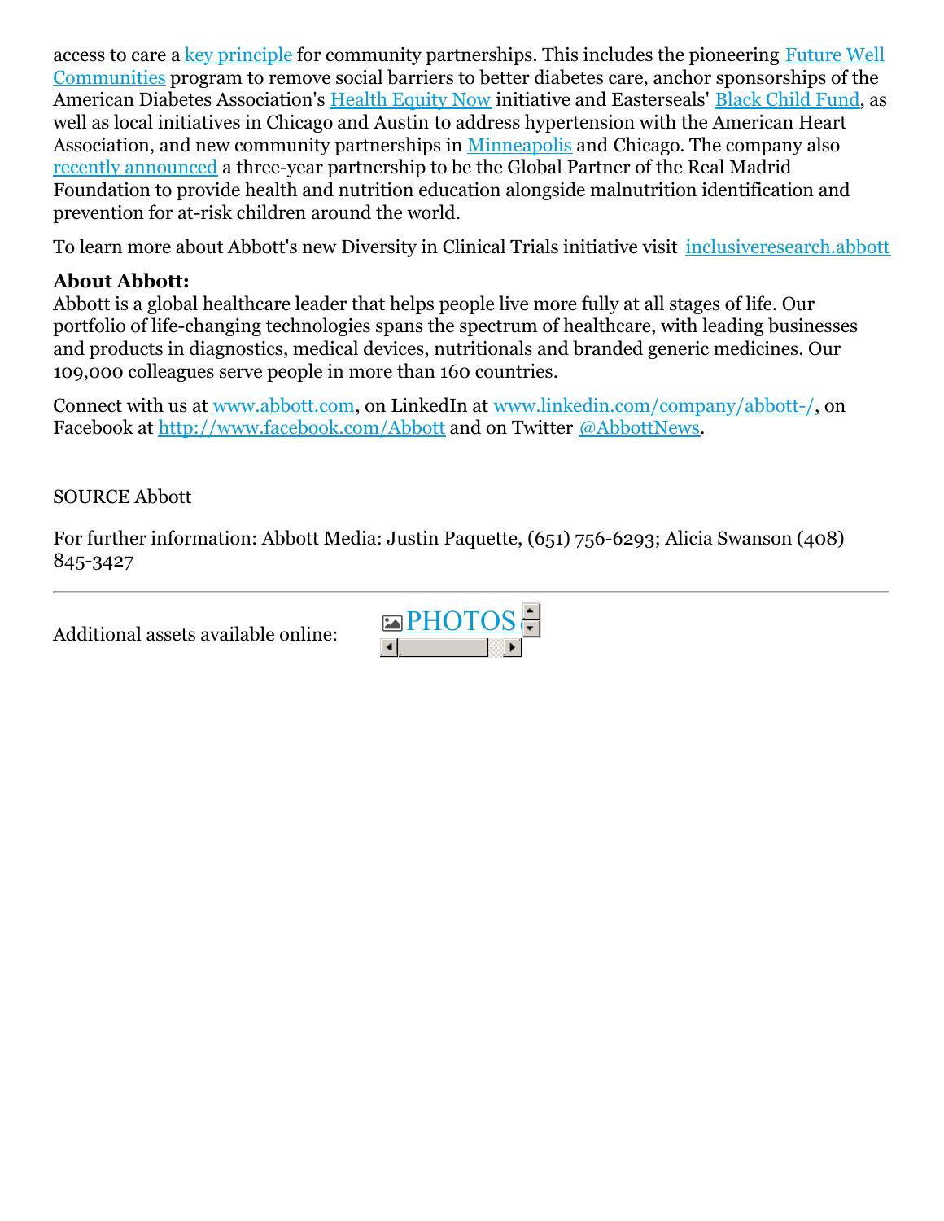access to care a key principle for community partnerships. This includes the pioneering Future Well Communities program to remove social barriers to better diabetes care, anchor sponsorships of the American Diabetes Association's Health Equity Now initiative and Easterseals' Black Child Fund, as well as local initiatives in Chicago and Austin to address hypertension with the American Heart Association, and new community partnerships in Minneapolis and Chicago. The company also recently announced a three-year partnership to be the Global Partner of the Real Madrid Foundation to provide health and nutrition education alongside malnutrition identification and prevention for at-risk children around the world.

To learn more about Abbott's new Diversity in Clinical Trials initiative visit inclusiveresearch.abbott

**About Abbott:**

Abbott is a global healthcare leader that helps people live more fully at all stages of life. Our portfolio of life-changing technologies spans the spectrum of healthcare, with leading businesses and products in diagnostics, medical devices, nutritionals and branded generic medicines. Our 109,000 colleagues serve people in more than 160 countries.

Connect with us at www.abbott.com, on LinkedIn at www.linkedin.com/company/abbott-/, on Facebook at http://www.facebook.com/Abbott and on Twitter @AbbottNews.

SOURCE Abbott

For further information: Abbott Media: Justin Paquette, (651) 756-6293; Alicia Swanson (408) 845-3427

---

Additional assets available online: PHOTOS